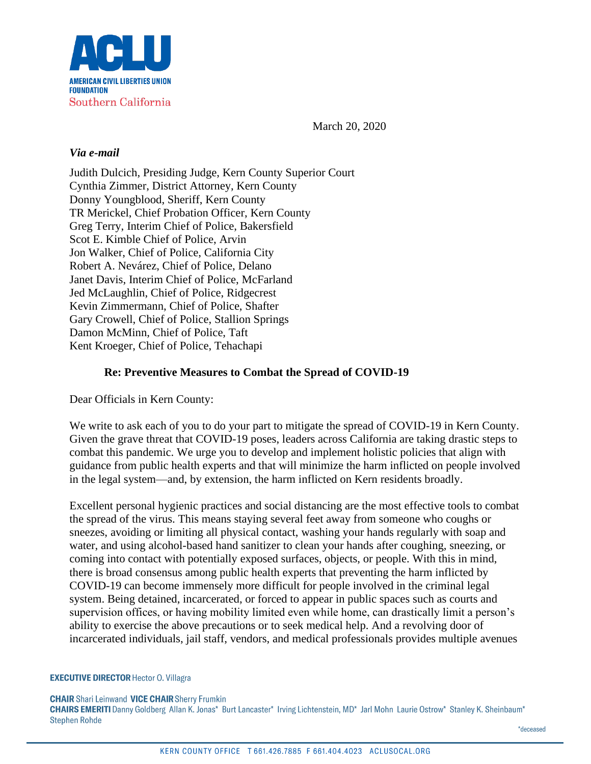**ACLU**
**AMERICAN CIVIL LIBERTIES UNION FOUNDATION**
Southern California

March 20, 2020

*Via e-mail*

Judith Dulcich, Presiding Judge, Kern County Superior Court
Cynthia Zimmer, District Attorney, Kern County
Donny Youngblood, Sheriff, Kern County
TR Merickel, Chief Probation Officer, Kern County
Greg Terry, Interim Chief of Police, Bakersfield
Scot E. Kimble Chief of Police, Arvin
Jon Walker, Chief of Police, California City
Robert A. Nevárez, Chief of Police, Delano
Janet Davis, Interim Chief of Police, McFarland
Jed McLaughlin, Chief of Police, Ridgecrest
Kevin Zimmermann, Chief of Police, Shafter
Gary Crowell, Chief of Police, Stallion Springs
Damon McMinn, Chief of Police, Taft
Kent Kroeger, Chief of Police, Tehachapi

**Re: Preventive Measures to Combat the Spread of COVID-19**

Dear Officials in Kern County:

We write to ask each of you to do your part to mitigate the spread of COVID-19 in Kern County. Given the grave threat that COVID-19 poses, leaders across California are taking drastic steps to combat this pandemic. We urge you to develop and implement holistic policies that align with guidance from public health experts and that will minimize the harm inflicted on people involved in the legal system—and, by extension, the harm inflicted on Kern residents broadly.

Excellent personal hygienic practices and social distancing are the most effective tools to combat the spread of the virus. This means staying several feet away from someone who coughs or sneezes, avoiding or limiting all physical contact, washing your hands regularly with soap and water, and using alcohol-based hand sanitizer to clean your hands after coughing, sneezing, or coming into contact with potentially exposed surfaces, objects, or people. With this in mind, there is broad consensus among public health experts that preventing the harm inflicted by COVID-19 can become immensely more difficult for people involved in the criminal legal system. Being detained, incarcerated, or forced to appear in public spaces such as courts and supervision offices, or having mobility limited even while home, can drastically limit a person's ability to exercise the above precautions or to seek medical help. And a revolving door of incarcerated individuals, jail staff, vendors, and medical professionals provides multiple avenues

**EXECUTIVE DIRECTOR** Hector O. Villagra

**CHAIR** Shari Leinwand **VICE CHAIR** Sherry Frumkin
**CHAIRS EMERITI** Danny Goldberg Allan K. Jonas* Burt Lancaster* Irving Lichtenstein, MD* Jarl Mohn Laurie Ostrow* Stanley K. Sheinbaum* Stephen Rohde

*deceased

KERN COUNTY OFFICE T 661.426.7885 F 661.404.4023 ACLUSOCAL.ORG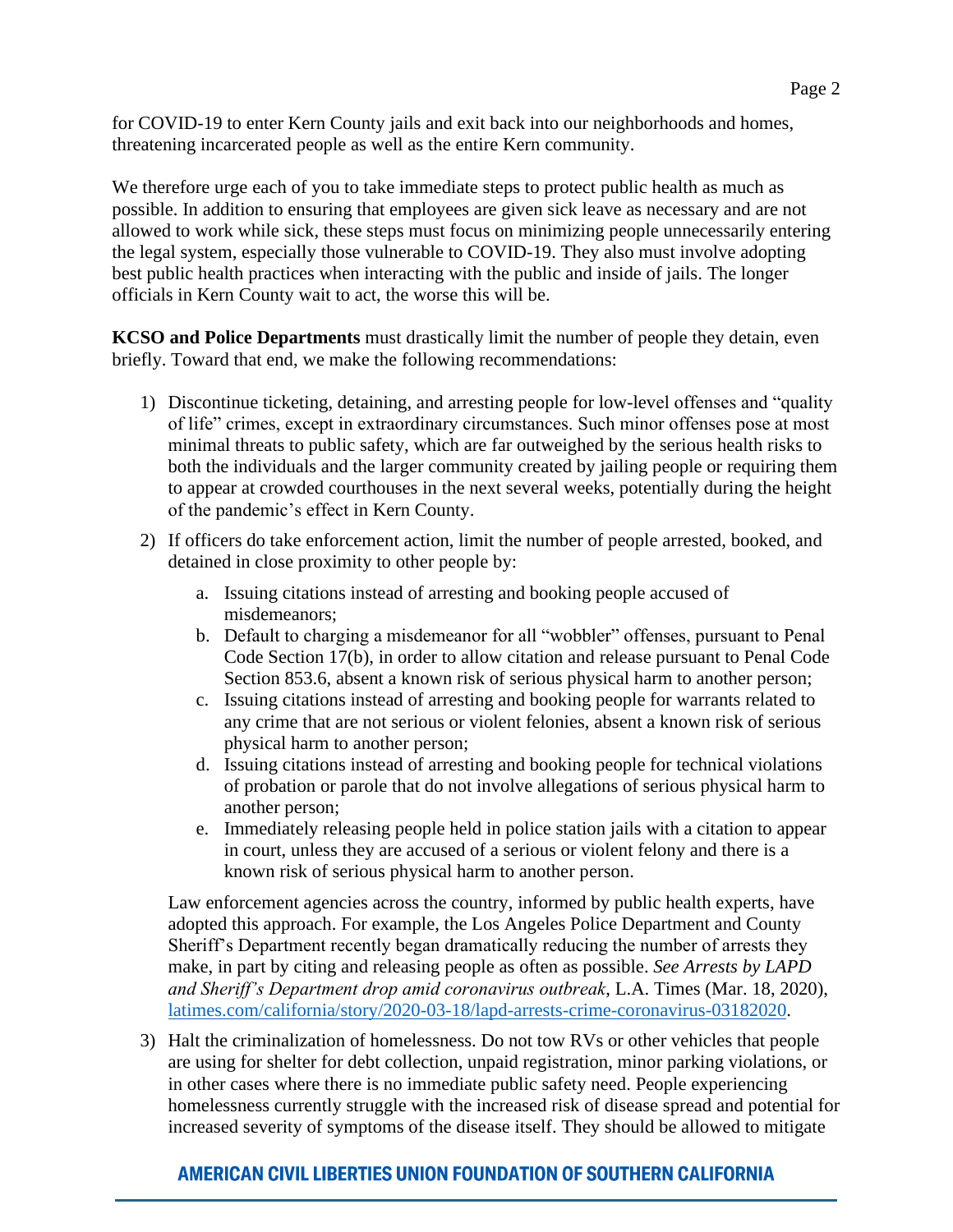for COVID-19 to enter Kern County jails and exit back into our neighborhoods and homes, threatening incarcerated people as well as the entire Kern community.

We therefore urge each of you to take immediate steps to protect public health as much as possible. In addition to ensuring that employees are given sick leave as necessary and are not allowed to work while sick, these steps must focus on minimizing people unnecessarily entering the legal system, especially those vulnerable to COVID-19. They also must involve adopting best public health practices when interacting with the public and inside of jails. The longer officials in Kern County wait to act, the worse this will be.

**KCSO and Police Departments** must drastically limit the number of people they detain, even briefly. Toward that end, we make the following recommendations:

1) Discontinue ticketing, detaining, and arresting people for low-level offenses and "quality of life" crimes, except in extraordinary circumstances. Such minor offenses pose at most minimal threats to public safety, which are far outweighed by the serious health risks to both the individuals and the larger community created by jailing people or requiring them to appear at crowded courthouses in the next several weeks, potentially during the height of the pandemic's effect in Kern County.

2) If officers do take enforcement action, limit the number of people arrested, booked, and detained in close proximity to other people by:

    a. Issuing citations instead of arresting and booking people accused of misdemeanors;
    b. Default to charging a misdemeanor for all "wobbler" offenses, pursuant to Penal Code Section 17(b), in order to allow citation and release pursuant to Penal Code Section 853.6, absent a known risk of serious physical harm to another person;
    c. Issuing citations instead of arresting and booking people for warrants related to any crime that are not serious or violent felonies, absent a known risk of serious physical harm to another person;
    d. Issuing citations instead of arresting and booking people for technical violations of probation or parole that do not involve allegations of serious physical harm to another person;
    e. Immediately releasing people held in police station jails with a citation to appear in court, unless they are accused of a serious or violent felony and there is a known risk of serious physical harm to another person.

    Law enforcement agencies across the country, informed by public health experts, have adopted this approach. For example, the Los Angeles Police Department and County Sheriff's Department recently began dramatically reducing the number of arrests they make, in part by citing and releasing people as often as possible. *See Arrests by LAPD and Sheriff's Department drop amid coronavirus outbreak*, L.A. Times (Mar. 18, 2020), latimes.com/california/story/2020-03-18/lapd-arrests-crime-coronavirus-03182020.

3) Halt the criminalization of homelessness. Do not tow RVs or other vehicles that people are using for shelter for debt collection, unpaid registration, minor parking violations, or in other cases where there is no immediate public safety need. People experiencing homelessness currently struggle with the increased risk of disease spread and potential for increased severity of symptoms of the disease itself. They should be allowed to mitigate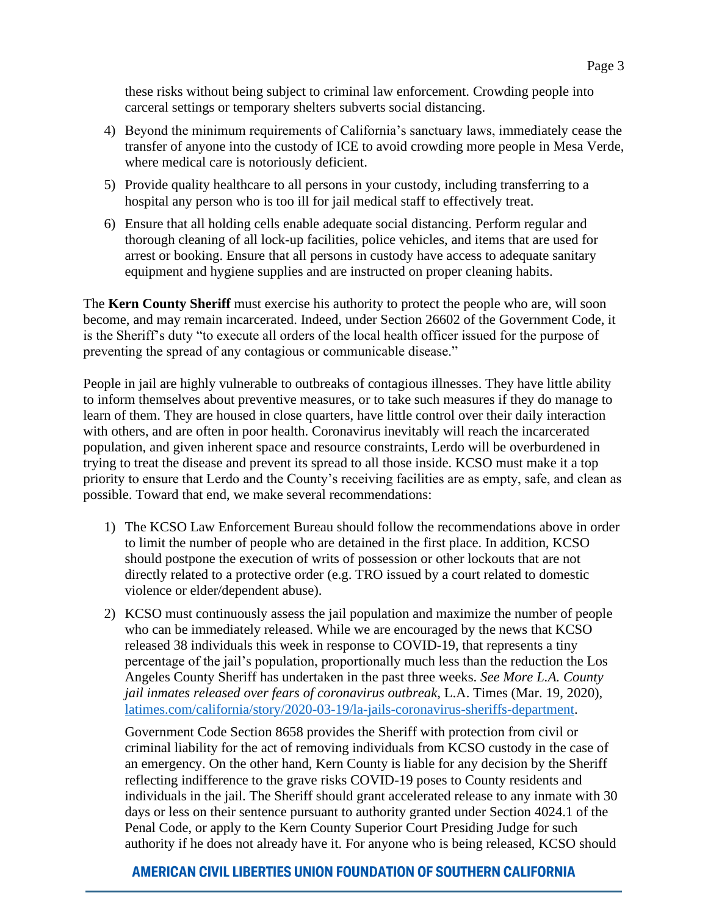these risks without being subject to criminal law enforcement. Crowding people into carceral settings or temporary shelters subverts social distancing.

4) Beyond the minimum requirements of California's sanctuary laws, immediately cease the transfer of anyone into the custody of ICE to avoid crowding more people in Mesa Verde, where medical care is notoriously deficient.

5) Provide quality healthcare to all persons in your custody, including transferring to a hospital any person who is too ill for jail medical staff to effectively treat.

6) Ensure that all holding cells enable adequate social distancing. Perform regular and thorough cleaning of all lock-up facilities, police vehicles, and items that are used for arrest or booking. Ensure that all persons in custody have access to adequate sanitary equipment and hygiene supplies and are instructed on proper cleaning habits.

The **Kern County Sheriff** must exercise his authority to protect the people who are, will soon become, and may remain incarcerated. Indeed, under Section 26602 of the Government Code, it is the Sheriff's duty "to execute all orders of the local health officer issued for the purpose of preventing the spread of any contagious or communicable disease."

People in jail are highly vulnerable to outbreaks of contagious illnesses. They have little ability to inform themselves about preventive measures, or to take such measures if they do manage to learn of them. They are housed in close quarters, have little control over their daily interaction with others, and are often in poor health. Coronavirus inevitably will reach the incarcerated population, and given inherent space and resource constraints, Lerdo will be overburdened in trying to treat the disease and prevent its spread to all those inside. KCSO must make it a top priority to ensure that Lerdo and the County's receiving facilities are as empty, safe, and clean as possible. Toward that end, we make several recommendations:

1) The KCSO Law Enforcement Bureau should follow the recommendations above in order to limit the number of people who are detained in the first place. In addition, KCSO should postpone the execution of writs of possession or other lockouts that are not directly related to a protective order (e.g. TRO issued by a court related to domestic violence or elder/dependent abuse).

2) KCSO must continuously assess the jail population and maximize the number of people who can be immediately released. While we are encouraged by the news that KCSO released 38 individuals this week in response to COVID-19, that represents a tiny percentage of the jail's population, proportionally much less than the reduction the Los Angeles County Sheriff has undertaken in the past three weeks. *See More L.A. County jail inmates released over fears of coronavirus outbreak*, L.A. Times (Mar. 19, 2020), [latimes.com/california/story/2020-03-19/la-jails-coronavirus-sheriffs-department](latimes.com/california/story/2020-03-19/la-jails-coronavirus-sheriffs-department).

   Government Code Section 8658 provides the Sheriff with protection from civil or criminal liability for the act of removing individuals from KCSO custody in the case of an emergency. On the other hand, Kern County is liable for any decision by the Sheriff reflecting indifference to the grave risks COVID-19 poses to County residents and individuals in the jail. The Sheriff should grant accelerated release to any inmate with 30 days or less on their sentence pursuant to authority granted under Section 4024.1 of the Penal Code, or apply to the Kern County Superior Court Presiding Judge for such authority if he does not already have it. For anyone who is being released, KCSO should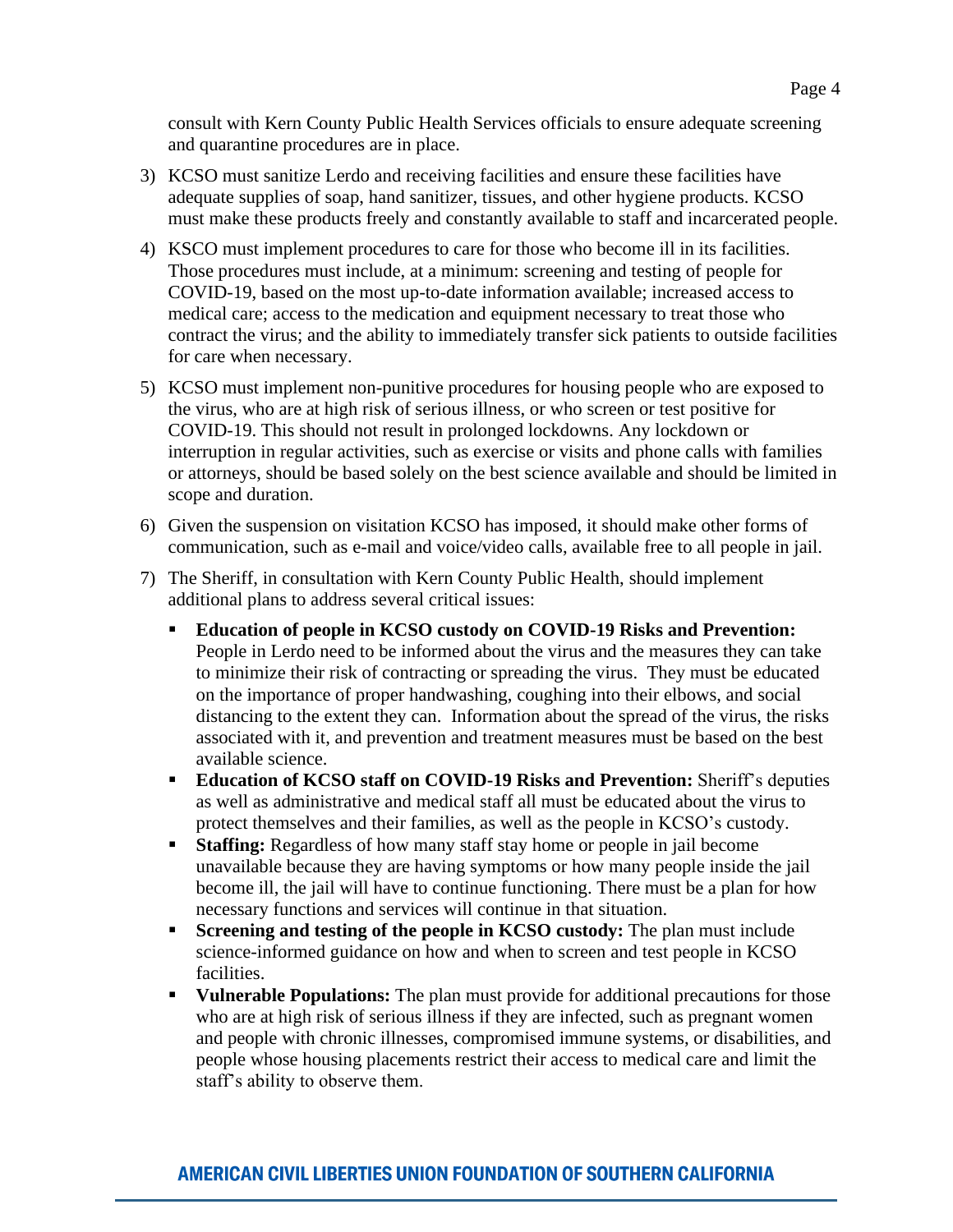consult with Kern County Public Health Services officials to ensure adequate screening and quarantine procedures are in place.

3) KCSO must sanitize Lerdo and receiving facilities and ensure these facilities have adequate supplies of soap, hand sanitizer, tissues, and other hygiene products. KCSO must make these products freely and constantly available to staff and incarcerated people.

4) KSCO must implement procedures to care for those who become ill in its facilities. Those procedures must include, at a minimum: screening and testing of people for COVID-19, based on the most up-to-date information available; increased access to medical care; access to the medication and equipment necessary to treat those who contract the virus; and the ability to immediately transfer sick patients to outside facilities for care when necessary.

5) KCSO must implement non-punitive procedures for housing people who are exposed to the virus, who are at high risk of serious illness, or who screen or test positive for COVID-19. This should not result in prolonged lockdowns. Any lockdown or interruption in regular activities, such as exercise or visits and phone calls with families or attorneys, should be based solely on the best science available and should be limited in scope and duration.

6) Given the suspension on visitation KCSO has imposed, it should make other forms of communication, such as e-mail and voice/video calls, available free to all people in jail.

7) The Sheriff, in consultation with Kern County Public Health, should implement additional plans to address several critical issues:

   - **Education of people in KCSO custody on COVID-19 Risks and Prevention:** People in Lerdo need to be informed about the virus and the measures they can take to minimize their risk of contracting or spreading the virus. They must be educated on the importance of proper handwashing, coughing into their elbows, and social distancing to the extent they can. Information about the spread of the virus, the risks associated with it, and prevention and treatment measures must be based on the best available science.
   - **Education of KCSO staff on COVID-19 Risks and Prevention:** Sheriff's deputies as well as administrative and medical staff all must be educated about the virus to protect themselves and their families, as well as the people in KCSO's custody.
   - **Staffing:** Regardless of how many staff stay home or people in jail become unavailable because they are having symptoms or how many people inside the jail become ill, the jail will have to continue functioning. There must be a plan for how necessary functions and services will continue in that situation.
   - **Screening and testing of the people in KCSO custody:** The plan must include science-informed guidance on how and when to screen and test people in KCSO facilities.
   - **Vulnerable Populations:** The plan must provide for additional precautions for those who are at high risk of serious illness if they are infected, such as pregnant women and people with chronic illnesses, compromised immune systems, or disabilities, and people whose housing placements restrict their access to medical care and limit the staff's ability to observe them.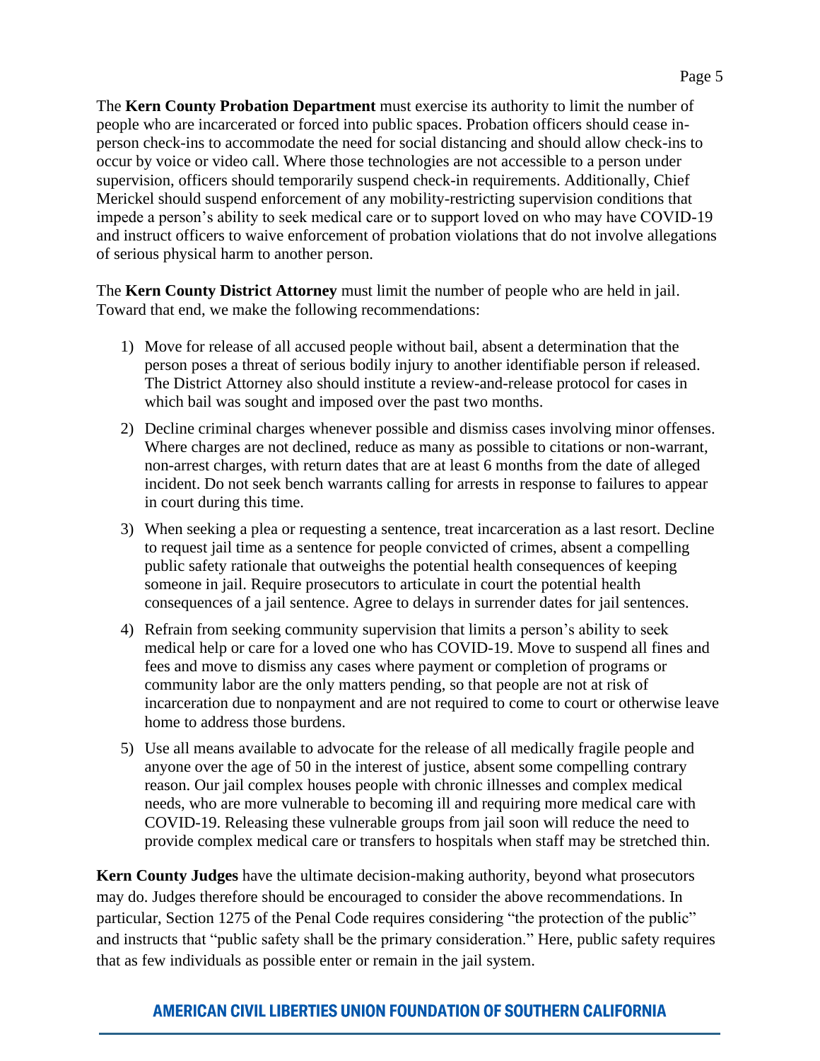The **Kern County Probation Department** must exercise its authority to limit the number of people who are incarcerated or forced into public spaces. Probation officers should cease in-person check-ins to accommodate the need for social distancing and should allow check-ins to occur by voice or video call. Where those technologies are not accessible to a person under supervision, officers should temporarily suspend check-in requirements. Additionally, Chief Merickel should suspend enforcement of any mobility-restricting supervision conditions that impede a person's ability to seek medical care or to support loved on who may have COVID-19 and instruct officers to waive enforcement of probation violations that do not involve allegations of serious physical harm to another person.

The **Kern County District Attorney** must limit the number of people who are held in jail. Toward that end, we make the following recommendations:

1) Move for release of all accused people without bail, absent a determination that the person poses a threat of serious bodily injury to another identifiable person if released. The District Attorney also should institute a review-and-release protocol for cases in which bail was sought and imposed over the past two months.
2) Decline criminal charges whenever possible and dismiss cases involving minor offenses. Where charges are not declined, reduce as many as possible to citations or non-warrant, non-arrest charges, with return dates that are at least 6 months from the date of alleged incident. Do not seek bench warrants calling for arrests in response to failures to appear in court during this time.
3) When seeking a plea or requesting a sentence, treat incarceration as a last resort. Decline to request jail time as a sentence for people convicted of crimes, absent a compelling public safety rationale that outweighs the potential health consequences of keeping someone in jail. Require prosecutors to articulate in court the potential health consequences of a jail sentence. Agree to delays in surrender dates for jail sentences.
4) Refrain from seeking community supervision that limits a person's ability to seek medical help or care for a loved one who has COVID-19. Move to suspend all fines and fees and move to dismiss any cases where payment or completion of programs or community labor are the only matters pending, so that people are not at risk of incarceration due to nonpayment and are not required to come to court or otherwise leave home to address those burdens.
5) Use all means available to advocate for the release of all medically fragile people and anyone over the age of 50 in the interest of justice, absent some compelling contrary reason. Our jail complex houses people with chronic illnesses and complex medical needs, who are more vulnerable to becoming ill and requiring more medical care with COVID-19. Releasing these vulnerable groups from jail soon will reduce the need to provide complex medical care or transfers to hospitals when staff may be stretched thin.

**Kern County Judges** have the ultimate decision-making authority, beyond what prosecutors may do. Judges therefore should be encouraged to consider the above recommendations. In particular, Section 1275 of the Penal Code requires considering "the protection of the public" and instructs that "public safety shall be the primary consideration." Here, public safety requires that as few individuals as possible enter or remain in the jail system.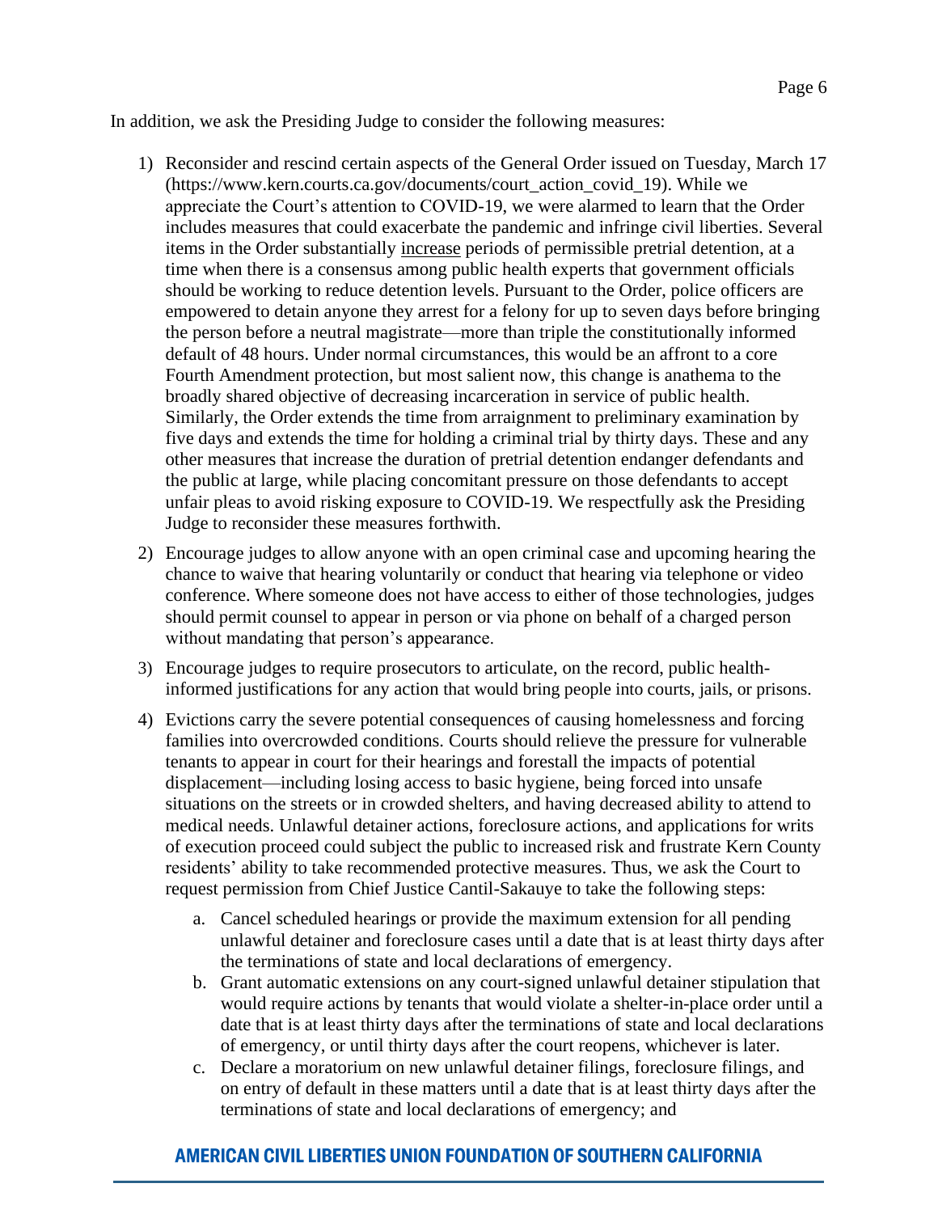In addition, we ask the Presiding Judge to consider the following measures:

1) Reconsider and rescind certain aspects of the General Order issued on Tuesday, March 17 (https://www.kern.courts.ca.gov/documents/court_action_covid_19). While we appreciate the Court's attention to COVID-19, we were alarmed to learn that the Order includes measures that could exacerbate the pandemic and infringe civil liberties. Several items in the Order substantially <u>increase</u> periods of permissible pretrial detention, at a time when there is a consensus among public health experts that government officials should be working to reduce detention levels. Pursuant to the Order, police officers are empowered to detain anyone they arrest for a felony for up to seven days before bringing the person before a neutral magistrate—more than triple the constitutionally informed default of 48 hours. Under normal circumstances, this would be an affront to a core Fourth Amendment protection, but most salient now, this change is anathema to the broadly shared objective of decreasing incarceration in service of public health. Similarly, the Order extends the time from arraignment to preliminary examination by five days and extends the time for holding a criminal trial by thirty days. These and any other measures that increase the duration of pretrial detention endanger defendants and the public at large, while placing concomitant pressure on those defendants to accept unfair pleas to avoid risking exposure to COVID-19. We respectfully ask the Presiding Judge to reconsider these measures forthwith.

2) Encourage judges to allow anyone with an open criminal case and upcoming hearing the chance to waive that hearing voluntarily or conduct that hearing via telephone or video conference. Where someone does not have access to either of those technologies, judges should permit counsel to appear in person or via phone on behalf of a charged person without mandating that person's appearance.

3) Encourage judges to require prosecutors to articulate, on the record, public health-informed justifications for any action that would bring people into courts, jails, or prisons.

4) Evictions carry the severe potential consequences of causing homelessness and forcing families into overcrowded conditions. Courts should relieve the pressure for vulnerable tenants to appear in court for their hearings and forestall the impacts of potential displacement—including losing access to basic hygiene, being forced into unsafe situations on the streets or in crowded shelters, and having decreased ability to attend to medical needs. Unlawful detainer actions, foreclosure actions, and applications for writs of execution proceed could subject the public to increased risk and frustrate Kern County residents' ability to take recommended protective measures. Thus, we ask the Court to request permission from Chief Justice Cantil-Sakauye to take the following steps:

    a. Cancel scheduled hearings or provide the maximum extension for all pending unlawful detainer and foreclosure cases until a date that is at least thirty days after the terminations of state and local declarations of emergency.

    b. Grant automatic extensions on any court-signed unlawful detainer stipulation that would require actions by tenants that would violate a shelter-in-place order until a date that is at least thirty days after the terminations of state and local declarations of emergency, or until thirty days after the court reopens, whichever is later.

    c. Declare a moratorium on new unlawful detainer filings, foreclosure filings, and on entry of default in these matters until a date that is at least thirty days after the terminations of state and local declarations of emergency; and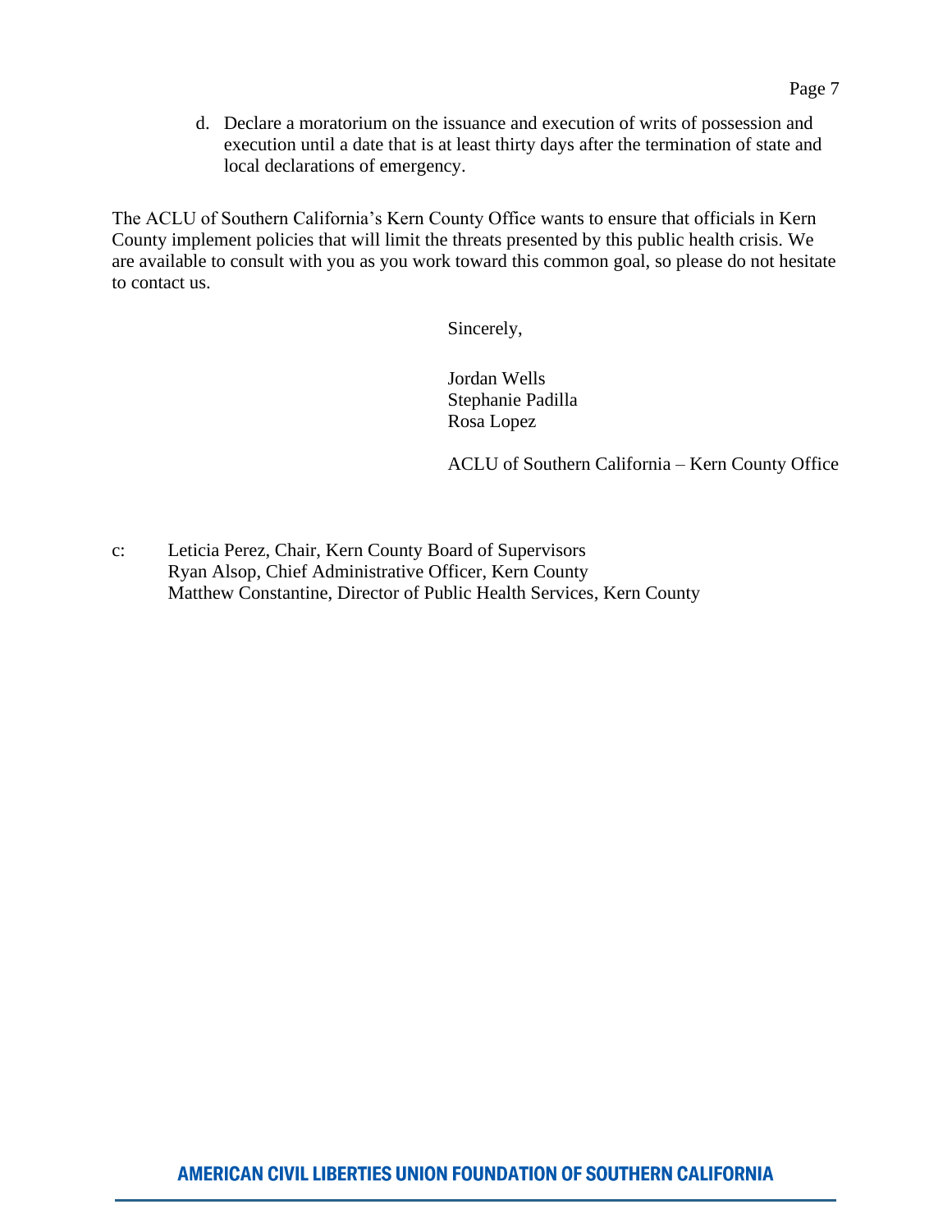d. Declare a moratorium on the issuance and execution of writs of possession and execution until a date that is at least thirty days after the termination of state and local declarations of emergency.

The ACLU of Southern California's Kern County Office wants to ensure that officials in Kern County implement policies that will limit the threats presented by this public health crisis. We are available to consult with you as you work toward this common goal, so please do not hesitate to contact us.

Sincerely,

Jordan Wells
Stephanie Padilla
Rosa Lopez

ACLU of Southern California – Kern County Office

c: Leticia Perez, Chair, Kern County Board of Supervisors
Ryan Alsop, Chief Administrative Officer, Kern County
Matthew Constantine, Director of Public Health Services, Kern County